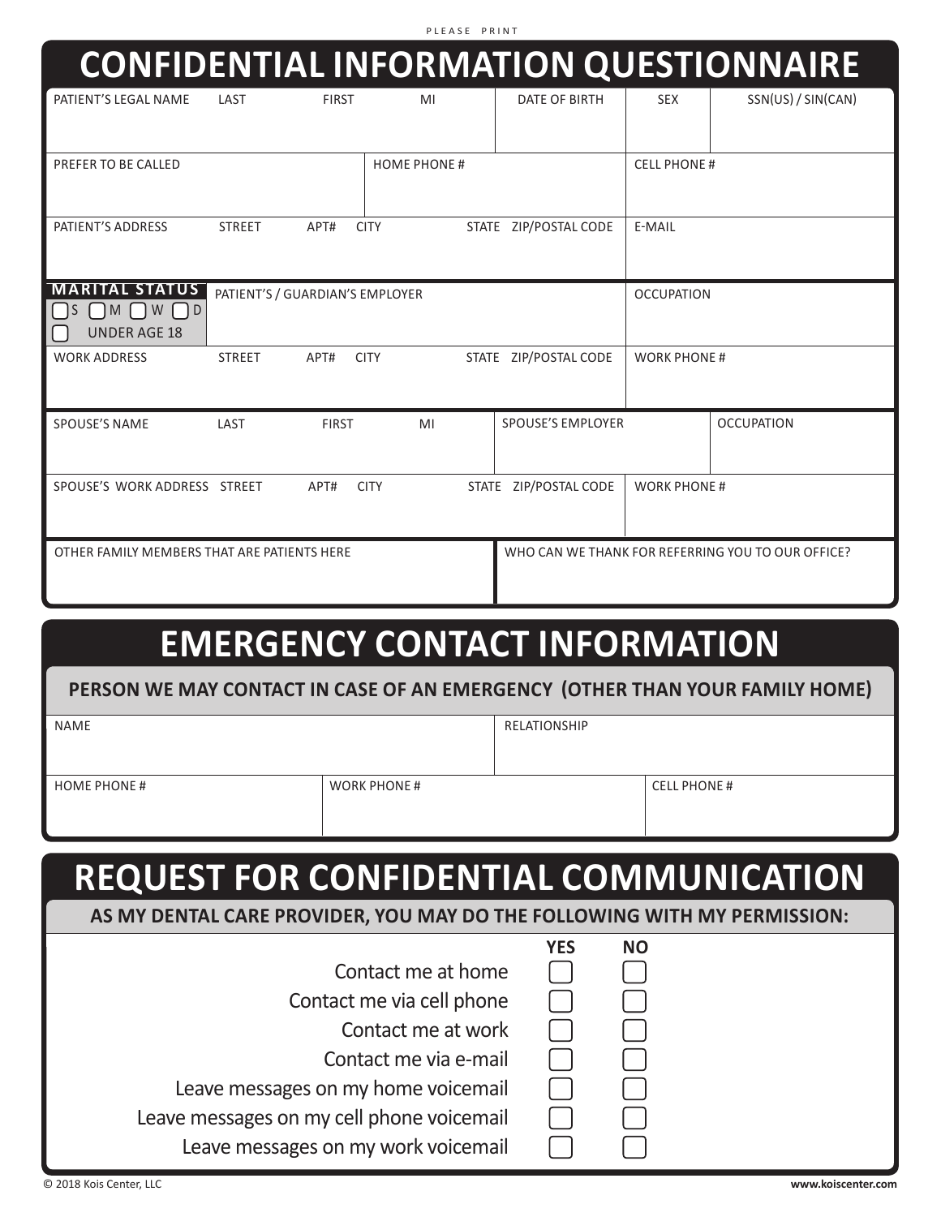PLEASE PRINT

# CONFIDENTIAL INFORMATION QUESTIONNAIRE

| | | | | | | |
|---|---|---|---|---|---|---|
| PATIENT'S LEGAL NAME | LAST | FIRST | MI | DATE OF BIRTH | SEX | SSN(US) / SIN(CAN) |

| | | |
|---|---|---|
| PREFER TO BE CALLED | HOME PHONE # | CELL PHONE # |

| | | | | | | |
|---|---|---|---|---|---|---|
| PATIENT'S ADDRESS | STREET | APT# | CITY | STATE | ZIP/POSTAL CODE | E-MAIL |

| | | |
|---|---|---|
| **MARITAL STATUS** ☐ S ☐ M ☐ W ☐ D ☐ UNDER AGE 18 | PATIENT'S / GUARDIAN'S EMPLOYER | OCCUPATION |

| | | | | | | |
|---|---|---|---|---|---|---|
| WORK ADDRESS | STREET | APT# | CITY | STATE | ZIP/POSTAL CODE | WORK PHONE # |

| | | | | | |
|---|---|---|---|---|---|
| SPOUSE'S NAME | LAST | FIRST | MI | SPOUSE'S EMPLOYER | OCCUPATION |

| | | | | | | |
|---|---|---|---|---|---|---|
| SPOUSE'S WORK ADDRESS | STREET | APT# | CITY | STATE | ZIP/POSTAL CODE | WORK PHONE # |

| | |
|---|---|
| OTHER FAMILY MEMBERS THAT ARE PATIENTS HERE | WHO CAN WE THANK FOR REFERRING YOU TO OUR OFFICE? |

# EMERGENCY CONTACT INFORMATION

**PERSON WE MAY CONTACT IN CASE OF AN EMERGENCY (OTHER THAN YOUR FAMILY HOME)**

| | |
|---|---|
| NAME | RELATIONSHIP |

| | | |
|---|---|---|
| HOME PHONE # | WORK PHONE # | CELL PHONE # |

# REQUEST FOR CONFIDENTIAL COMMUNICATION

**AS MY DENTAL CARE PROVIDER, YOU MAY DO THE FOLLOWING WITH MY PERMISSION:**

| | YES | NO |
|---|---|---|
| Contact me at home | ☐ | ☐ |
| Contact me via cell phone | ☐ | ☐ |
| Contact me at work | ☐ | ☐ |
| Contact me via e-mail | ☐ | ☐ |
| Leave messages on my home voicemail | ☐ | ☐ |
| Leave messages on my cell phone voicemail | ☐ | ☐ |
| Leave messages on my work voicemail | ☐ | ☐ |

© 2018 Kois Center, LLC www.koiscenter.com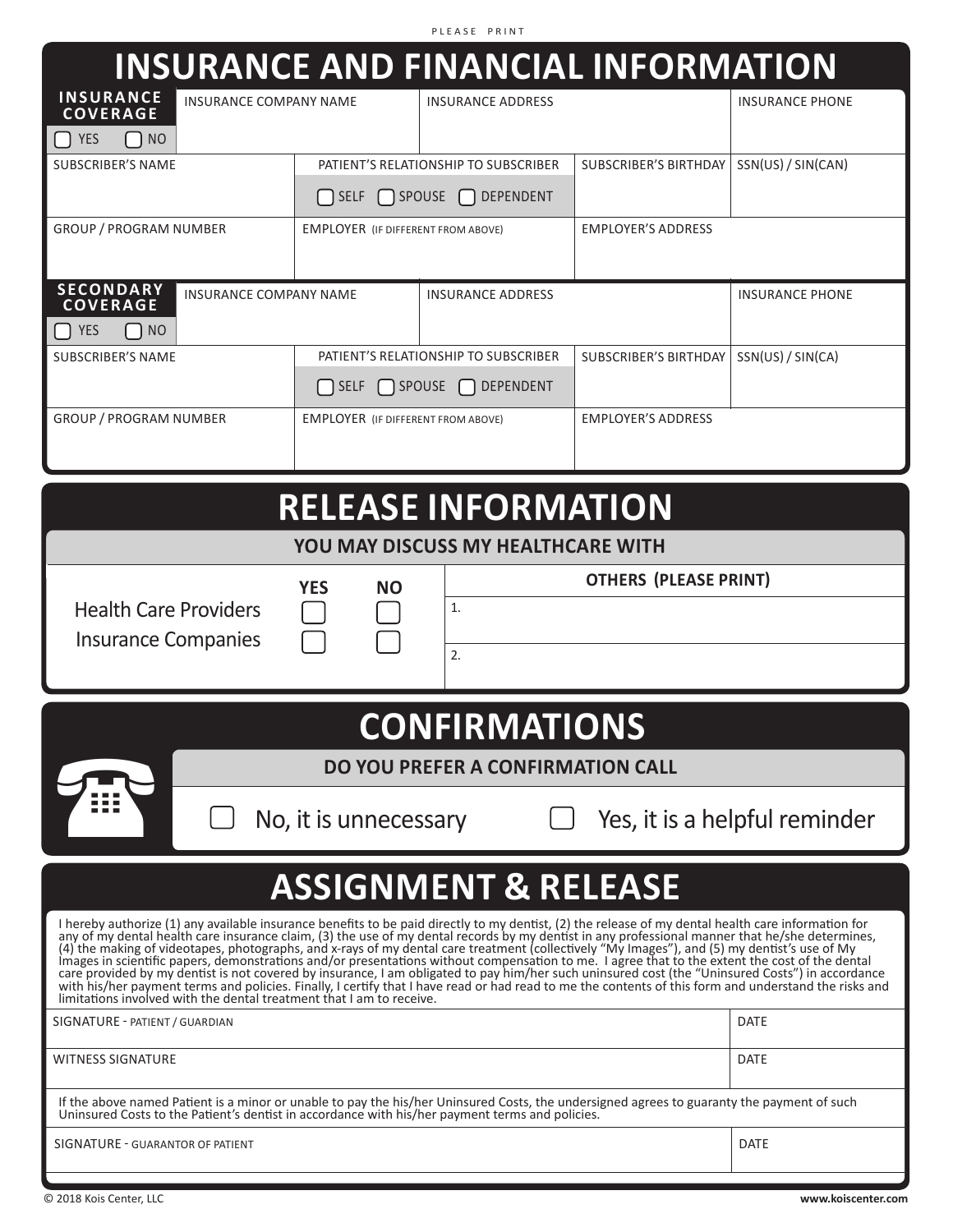PLEASE PRINT

# INSURANCE AND FINANCIAL INFORMATION

| INSURANCE COVERAGE ▢ YES ▢ NO | INSURANCE COMPANY NAME | INSURANCE ADDRESS | | INSURANCE PHONE |
|---|---|---|---|---|
| SUBSCRIBER'S NAME | PATIENT'S RELATIONSHIP TO SUBSCRIBER ▢ SELF ▢ SPOUSE ▢ DEPENDENT | | SUBSCRIBER'S BIRTHDAY | SSN(US) / SIN(CAN) |
| GROUP / PROGRAM NUMBER | EMPLOYER (IF DIFFERENT FROM ABOVE) | | EMPLOYER'S ADDRESS | |

| SECONDARY COVERAGE ▢ YES ▢ NO | INSURANCE COMPANY NAME | INSURANCE ADDRESS | | INSURANCE PHONE |
|---|---|---|---|---|
| SUBSCRIBER'S NAME | PATIENT'S RELATIONSHIP TO SUBSCRIBER ▢ SELF ▢ SPOUSE ▢ DEPENDENT | | SUBSCRIBER'S BIRTHDAY | SSN(US) / SIN(CA) |
| GROUP / PROGRAM NUMBER | EMPLOYER (IF DIFFERENT FROM ABOVE) | | EMPLOYER'S ADDRESS | |

# RELEASE INFORMATION

## YOU MAY DISCUSS MY HEALTHCARE WITH

| | YES | NO | OTHERS (PLEASE PRINT) |
|---|---|---|---|
| Health Care Providers | ▢ | ▢ | 1. |
| Insurance Companies | ▢ | ▢ | 2. |

# CONFIRMATIONS

## DO YOU PREFER A CONFIRMATION CALL

▢ No, it is unnecessary ▢ Yes, it is a helpful reminder

# ASSIGNMENT & RELEASE

I hereby authorize (1) any available insurance benefits to be paid directly to my dentist, (2) the release of my dental health care information for any of my dental health care insurance claim, (3) the use of my dental records by my dentist in any professional manner that he/she determines, (4) the making of videotapes, photographs, and x-rays of my dental care treatment (collectively "My Images"), and (5) my dentist's use of My Images in scientific papers, demonstrations and/or presentations without compensation to me. I agree that to the extent the cost of the dental care provided by my dentist is not covered by insurance, I am obligated to pay him/her such uninsured cost (the "Uninsured Costs") in accordance with his/her payment terms and policies. Finally, I certify that I have read or had read to me the contents of this form and understand the risks and limitations involved with the dental treatment that I am to receive.

| SIGNATURE - PATIENT / GUARDIAN | DATE |
|---|---|
| WITNESS SIGNATURE | DATE |

If the above named Patient is a minor or unable to pay the his/her Uninsured Costs, the undersigned agrees to guaranty the payment of such Uninsured Costs to the Patient's dentist in accordance with his/her payment terms and policies.

| SIGNATURE - GUARANTOR OF PATIENT | DATE |
|---|---|

© 2018 Kois Center, LLC www.koiscenter.com